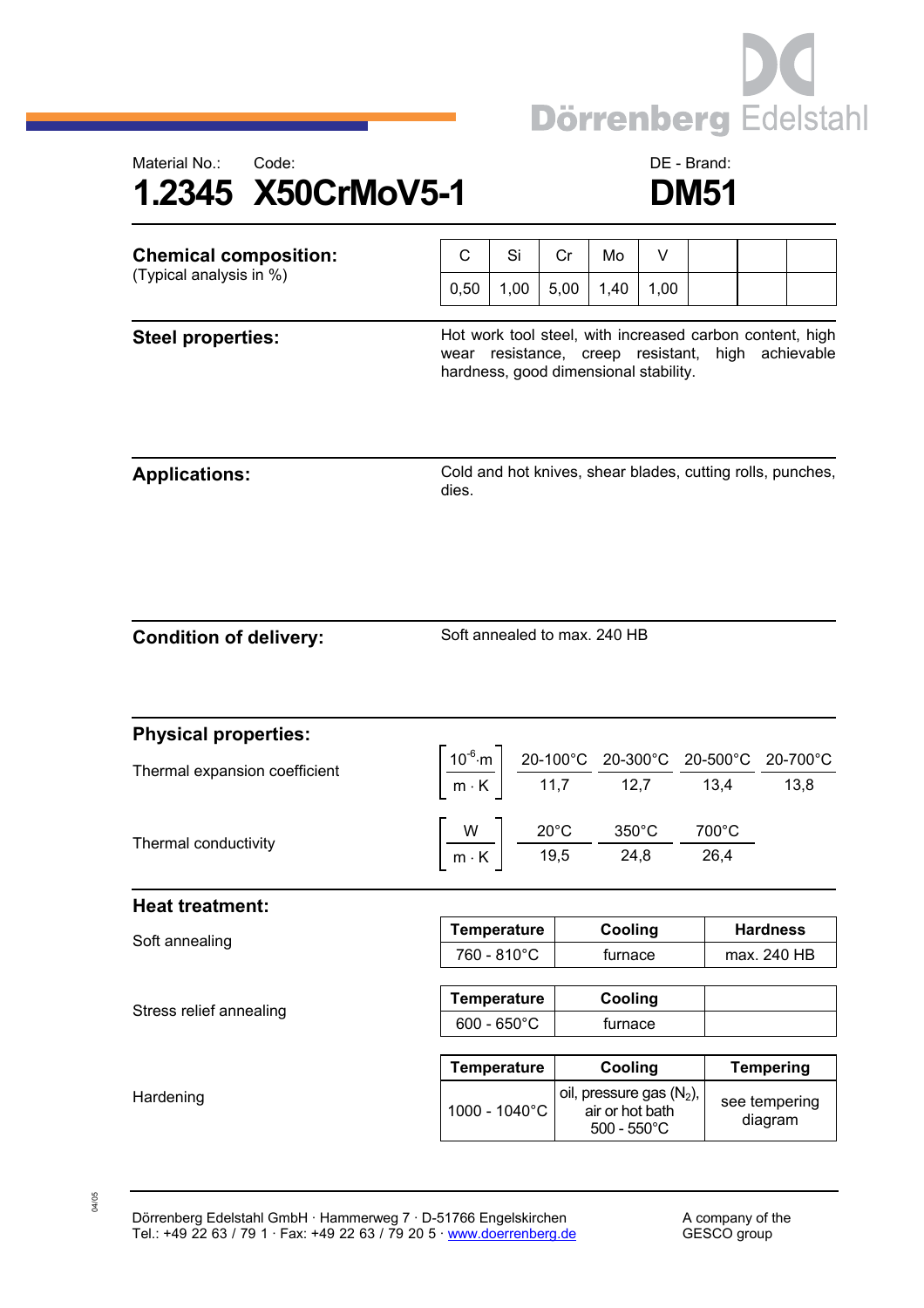Dörrenberg Edelstahl

Material No.: 1.2345 | Code: X50CrMoV5-1 | DE - Brand: DM51

# 1.2345 X50CrMoV5-1 — DM51

## Chemical composition:
(Typical analysis in %)

| C | Si | Cr | Mo | V | | | |
|---|---|---|---|---|---|---|---|
| 0,50 | 1,00 | 5,00 | 1,40 | 1,00 | | | |

## Steel properties:

Hot work tool steel, with increased carbon content, high wear resistance, creep resistant, high achievable hardness, good dimensional stability.

## Applications:

Cold and hot knives, shear blades, cutting rolls, punches, dies.

## Condition of delivery:

Soft annealed to max. 240 HB

## Physical properties:

Thermal expansion coefficient

| $\left[\frac{10^{-6} \cdot m}{m \cdot K}\right]$ | 20-100°C | 20-300°C | 20-500°C | 20-700°C |
|---|---|---|---|---|
| | 11,7 | 12,7 | 13,4 | 13,8 |

Thermal conductivity

| $\left[\frac{W}{m \cdot K}\right]$ | 20°C | 350°C | 700°C |
|---|---|---|---|
| | 19,5 | 24,8 | 26,4 |

## Heat treatment:

Soft annealing

| Temperature | Cooling | Hardness |
|---|---|---|
| 760 - 810°C | furnace | max. 240 HB |

Stress relief annealing

| Temperature | Cooling | |
|---|---|---|
| 600 - 650°C | furnace | |

Hardening

| Temperature | Cooling | Tempering |
|---|---|---|
| 1000 - 1040°C | oil, pressure gas ($N_2$), air or hot bath 500 - 550°C | see tempering diagram |

Dörrenberg Edelstahl GmbH · Hammerweg 7 · D-51766 Engelskirchen
Tel.: +49 22 63 / 79 1 · Fax: +49 22 63 / 79 20 5 · www.doerrenberg.de

A company of the GESCO group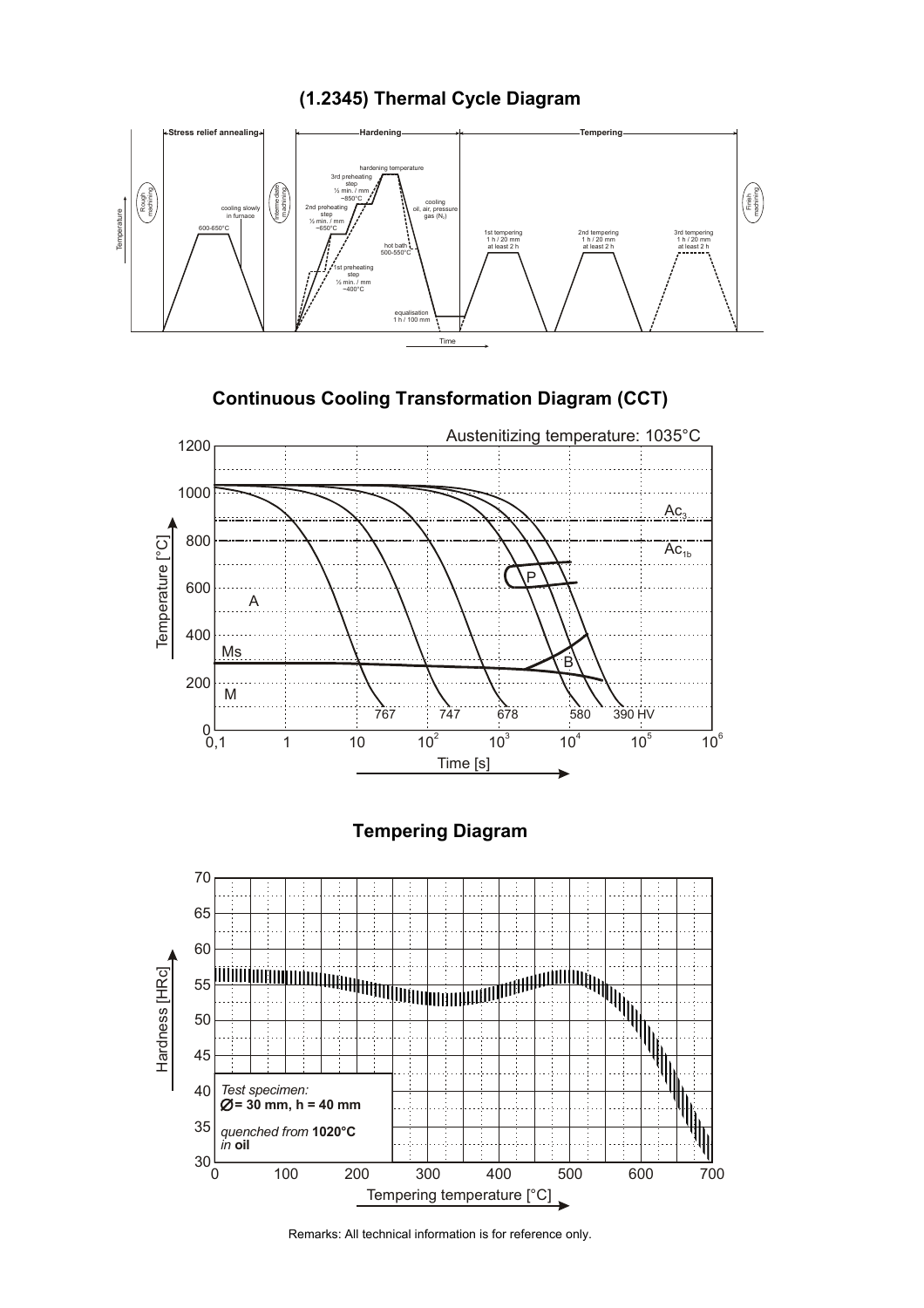## (1.2345) Thermal Cycle Diagram

Stress relief annealing

Hardening

Tempering

Temperature

Rough machining

600-650°C

cooling slowly in furnace

Intermediate machining

1st preheating step
½ min. / mm
~400°C

2nd preheating step
½ min. / mm
~650°C

3rd preheating step
½ min. / mm
~850°C

hardening temperature

cooling
oil, air, pressure gas ($N_2$)

hot bath
500-550°C

equalisation
1 h / 100 mm

1st tempering
1 h / 20 mm
at least 2 h

2nd tempering
1 h / 20 mm
at least 2 h

3rd tempering
1 h / 20 mm
at least 2 h

Finish machining

Time

## Continuous Cooling Transformation Diagram (CCT)

Austenitizing temperature: 1035°C

Temperature [°C]

1200
1000
800
600
400
200
0

$Ac_3$

$Ac_{1b}$

P

A

Ms

B

M

767
747
678
580
390 HV

0,1
1
10
$10^2$
$10^3$
$10^4$
$10^5$
$10^6$

Time [s]

## Tempering Diagram

Hardness [HRc]

70
65
60
55
50
45
40
35
30

*Test specimen:*
**∅ = 30 mm, h = 40 mm**

*quenched from* **1020°C**
*in* **oil**

0
100
200
300
400
500
600
700

Tempering temperature [°C]

Remarks: All technical information is for reference only.